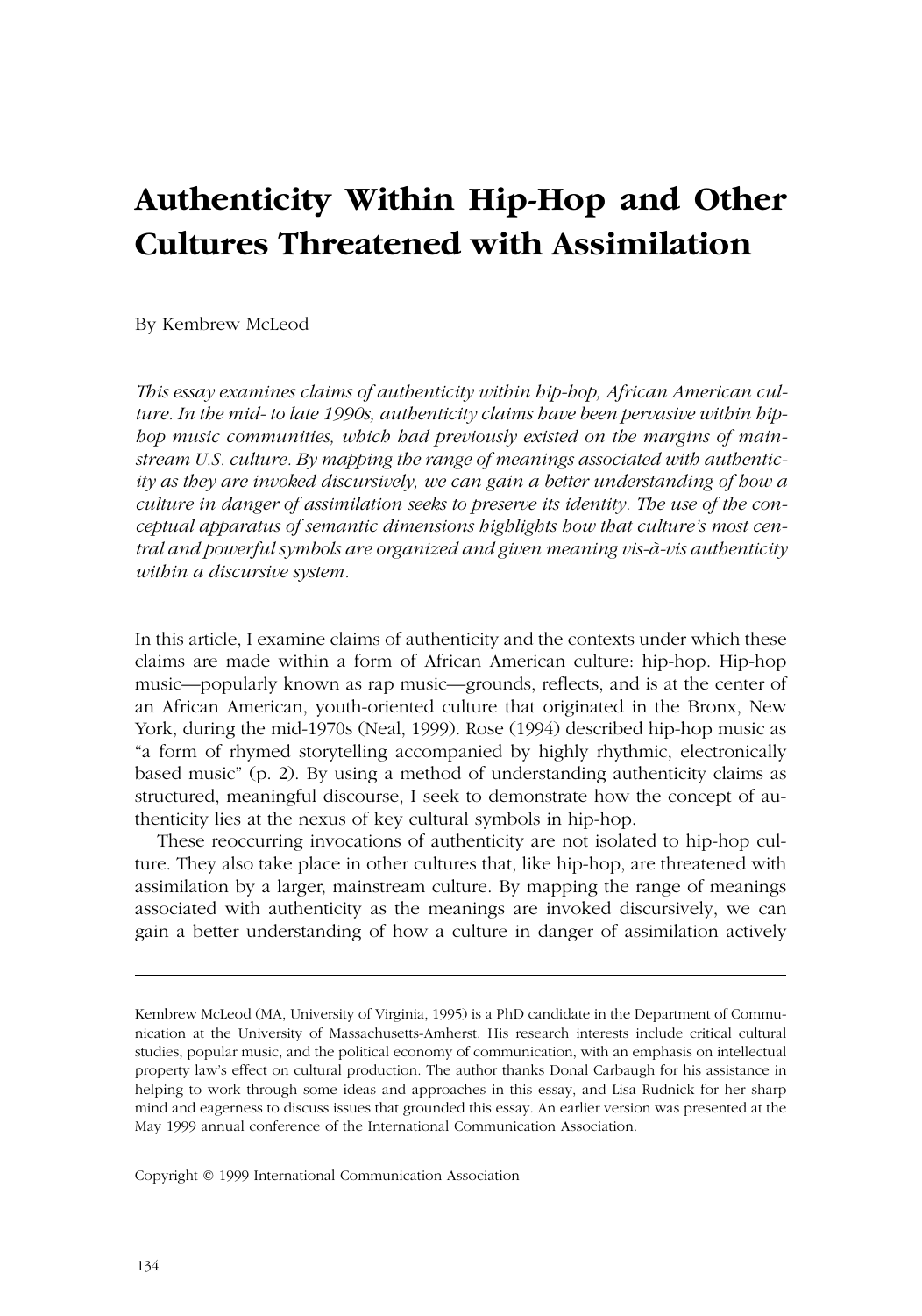# Authenticity Within Hip-Hop and Other Cultures Threatened with Assimilation

By Kembrew McLeod

*This essay examines claims of authenticity within hip-hop, African American culture. In the mid- to late 1990s, authenticity claims have been pervasive within hip-hop music communities, which had previously existed on the margins of mainstream U.S. culture. By mapping the range of meanings associated with authenticity as they are invoked discursively, we can gain a better understanding of how a culture in danger of assimilation seeks to preserve its identity. The use of the conceptual apparatus of semantic dimensions highlights how that culture's most central and powerful symbols are organized and given meaning vis-à-vis authenticity within a discursive system.*

In this article, I examine claims of authenticity and the contexts under which these claims are made within a form of African American culture: hip-hop. Hip-hop music—popularly known as rap music—grounds, reflects, and is at the center of an African American, youth-oriented culture that originated in the Bronx, New York, during the mid-1970s (Neal, 1999). Rose (1994) described hip-hop music as "a form of rhymed storytelling accompanied by highly rhythmic, electronically based music" (p. 2). By using a method of understanding authenticity claims as structured, meaningful discourse, I seek to demonstrate how the concept of authenticity lies at the nexus of key cultural symbols in hip-hop.

These reoccurring invocations of authenticity are not isolated to hip-hop culture. They also take place in other cultures that, like hip-hop, are threatened with assimilation by a larger, mainstream culture. By mapping the range of meanings associated with authenticity as the meanings are invoked discursively, we can gain a better understanding of how a culture in danger of assimilation actively

---

Kembrew McLeod (MA, University of Virginia, 1995) is a PhD candidate in the Department of Communication at the University of Massachusetts-Amherst. His research interests include critical cultural studies, popular music, and the political economy of communication, with an emphasis on intellectual property law's effect on cultural production. The author thanks Donal Carbaugh for his assistance in helping to work through some ideas and approaches in this essay, and Lisa Rudnick for her sharp mind and eagerness to discuss issues that grounded this essay. An earlier version was presented at the May 1999 annual conference of the International Communication Association.

Copyright © 1999 International Communication Association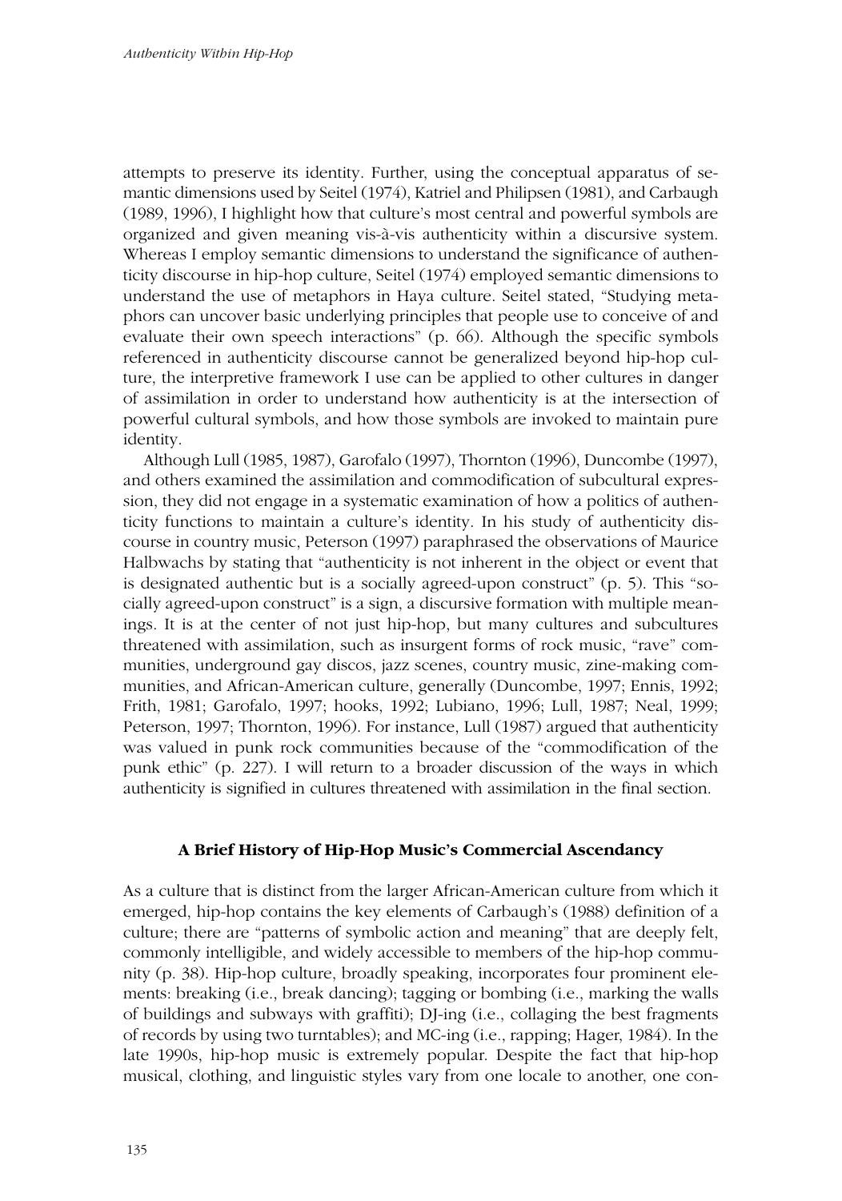attempts to preserve its identity. Further, using the conceptual apparatus of semantic dimensions used by Seitel (1974), Katriel and Philipsen (1981), and Carbaugh (1989, 1996), I highlight how that culture's most central and powerful symbols are organized and given meaning vis-à-vis authenticity within a discursive system. Whereas I employ semantic dimensions to understand the significance of authenticity discourse in hip-hop culture, Seitel (1974) employed semantic dimensions to understand the use of metaphors in Haya culture. Seitel stated, "Studying metaphors can uncover basic underlying principles that people use to conceive of and evaluate their own speech interactions" (p. 66). Although the specific symbols referenced in authenticity discourse cannot be generalized beyond hip-hop culture, the interpretive framework I use can be applied to other cultures in danger of assimilation in order to understand how authenticity is at the intersection of powerful cultural symbols, and how those symbols are invoked to maintain pure identity.

Although Lull (1985, 1987), Garofalo (1997), Thornton (1996), Duncombe (1997), and others examined the assimilation and commodification of subcultural expression, they did not engage in a systematic examination of how a politics of authenticity functions to maintain a culture's identity. In his study of authenticity discourse in country music, Peterson (1997) paraphrased the observations of Maurice Halbwachs by stating that "authenticity is not inherent in the object or event that is designated authentic but is a socially agreed-upon construct" (p. 5). This "socially agreed-upon construct" is a sign, a discursive formation with multiple meanings. It is at the center of not just hip-hop, but many cultures and subcultures threatened with assimilation, such as insurgent forms of rock music, "rave" communities, underground gay discos, jazz scenes, country music, zine-making communities, and African-American culture, generally (Duncombe, 1997; Ennis, 1992; Frith, 1981; Garofalo, 1997; hooks, 1992; Lubiano, 1996; Lull, 1987; Neal, 1999; Peterson, 1997; Thornton, 1996). For instance, Lull (1987) argued that authenticity was valued in punk rock communities because of the "commodification of the punk ethic" (p. 227). I will return to a broader discussion of the ways in which authenticity is signified in cultures threatened with assimilation in the final section.

## A Brief History of Hip-Hop Music's Commercial Ascendancy

As a culture that is distinct from the larger African-American culture from which it emerged, hip-hop contains the key elements of Carbaugh's (1988) definition of a culture; there are "patterns of symbolic action and meaning" that are deeply felt, commonly intelligible, and widely accessible to members of the hip-hop community (p. 38). Hip-hop culture, broadly speaking, incorporates four prominent elements: breaking (i.e., break dancing); tagging or bombing (i.e., marking the walls of buildings and subways with graffiti); DJ-ing (i.e., collaging the best fragments of records by using two turntables); and MC-ing (i.e., rapping; Hager, 1984). In the late 1990s, hip-hop music is extremely popular. Despite the fact that hip-hop musical, clothing, and linguistic styles vary from one locale to another, one con-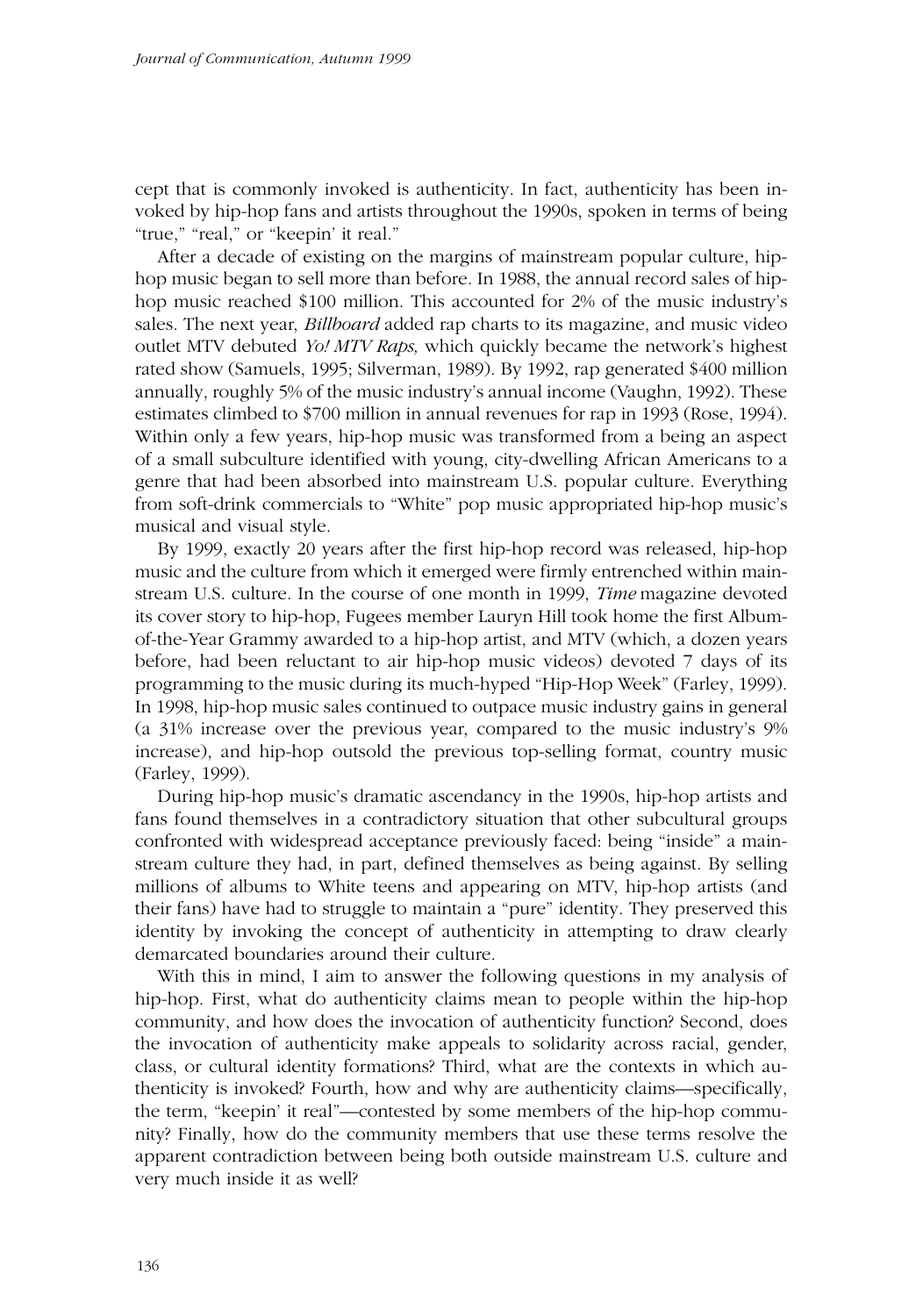cept that is commonly invoked is authenticity. In fact, authenticity has been invoked by hip-hop fans and artists throughout the 1990s, spoken in terms of being "true," "real," or "keepin' it real."

After a decade of existing on the margins of mainstream popular culture, hip-hop music began to sell more than before. In 1988, the annual record sales of hip-hop music reached $100 million. This accounted for 2% of the music industry's sales. The next year, *Billboard* added rap charts to its magazine, and music video outlet MTV debuted *Yo! MTV Raps,* which quickly became the network's highest rated show (Samuels, 1995; Silverman, 1989). By 1992, rap generated $400 million annually, roughly 5% of the music industry's annual income (Vaughn, 1992). These estimates climbed to $700 million in annual revenues for rap in 1993 (Rose, 1994). Within only a few years, hip-hop music was transformed from a being an aspect of a small subculture identified with young, city-dwelling African Americans to a genre that had been absorbed into mainstream U.S. popular culture. Everything from soft-drink commercials to "White" pop music appropriated hip-hop music's musical and visual style.

By 1999, exactly 20 years after the first hip-hop record was released, hip-hop music and the culture from which it emerged were firmly entrenched within mainstream U.S. culture. In the course of one month in 1999, *Time* magazine devoted its cover story to hip-hop, Fugees member Lauryn Hill took home the first Album-of-the-Year Grammy awarded to a hip-hop artist, and MTV (which, a dozen years before, had been reluctant to air hip-hop music videos) devoted 7 days of its programming to the music during its much-hyped "Hip-Hop Week" (Farley, 1999). In 1998, hip-hop music sales continued to outpace music industry gains in general (a 31% increase over the previous year, compared to the music industry's 9% increase), and hip-hop outsold the previous top-selling format, country music (Farley, 1999).

During hip-hop music's dramatic ascendancy in the 1990s, hip-hop artists and fans found themselves in a contradictory situation that other subcultural groups confronted with widespread acceptance previously faced: being "inside" a mainstream culture they had, in part, defined themselves as being against. By selling millions of albums to White teens and appearing on MTV, hip-hop artists (and their fans) have had to struggle to maintain a "pure" identity. They preserved this identity by invoking the concept of authenticity in attempting to draw clearly demarcated boundaries around their culture.

With this in mind, I aim to answer the following questions in my analysis of hip-hop. First, what do authenticity claims mean to people within the hip-hop community, and how does the invocation of authenticity function? Second, does the invocation of authenticity make appeals to solidarity across racial, gender, class, or cultural identity formations? Third, what are the contexts in which authenticity is invoked? Fourth, how and why are authenticity claims—specifically, the term, "keepin' it real"—contested by some members of the hip-hop community? Finally, how do the community members that use these terms resolve the apparent contradiction between being both outside mainstream U.S. culture and very much inside it as well?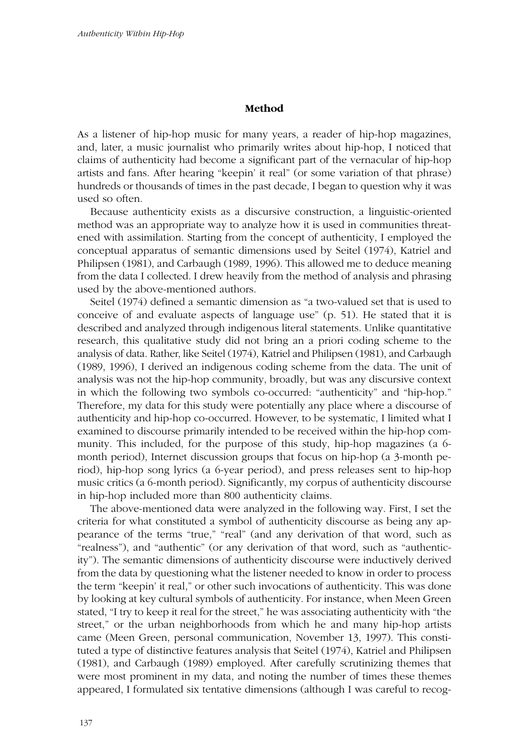## Method

As a listener of hip-hop music for many years, a reader of hip-hop magazines, and, later, a music journalist who primarily writes about hip-hop, I noticed that claims of authenticity had become a significant part of the vernacular of hip-hop artists and fans. After hearing "keepin' it real" (or some variation of that phrase) hundreds or thousands of times in the past decade, I began to question why it was used so often.

Because authenticity exists as a discursive construction, a linguistic-oriented method was an appropriate way to analyze how it is used in communities threatened with assimilation. Starting from the concept of authenticity, I employed the conceptual apparatus of semantic dimensions used by Seitel (1974), Katriel and Philipsen (1981), and Carbaugh (1989, 1996). This allowed me to deduce meaning from the data I collected. I drew heavily from the method of analysis and phrasing used by the above-mentioned authors.

Seitel (1974) defined a semantic dimension as "a two-valued set that is used to conceive of and evaluate aspects of language use" (p. 51). He stated that it is described and analyzed through indigenous literal statements. Unlike quantitative research, this qualitative study did not bring an a priori coding scheme to the analysis of data. Rather, like Seitel (1974), Katriel and Philipsen (1981), and Carbaugh (1989, 1996), I derived an indigenous coding scheme from the data. The unit of analysis was not the hip-hop community, broadly, but was any discursive context in which the following two symbols co-occurred: "authenticity" and "hip-hop." Therefore, my data for this study were potentially any place where a discourse of authenticity and hip-hop co-occurred. However, to be systematic, I limited what I examined to discourse primarily intended to be received within the hip-hop community. This included, for the purpose of this study, hip-hop magazines (a 6-month period), Internet discussion groups that focus on hip-hop (a 3-month period), hip-hop song lyrics (a 6-year period), and press releases sent to hip-hop music critics (a 6-month period). Significantly, my corpus of authenticity discourse in hip-hop included more than 800 authenticity claims.

The above-mentioned data were analyzed in the following way. First, I set the criteria for what constituted a symbol of authenticity discourse as being any appearance of the terms "true," "real" (and any derivation of that word, such as "realness"), and "authentic" (or any derivation of that word, such as "authenticity"). The semantic dimensions of authenticity discourse were inductively derived from the data by questioning what the listener needed to know in order to process the term "keepin' it real," or other such invocations of authenticity. This was done by looking at key cultural symbols of authenticity. For instance, when Meen Green stated, "I try to keep it real for the street," he was associating authenticity with "the street," or the urban neighborhoods from which he and many hip-hop artists came (Meen Green, personal communication, November 13, 1997). This constituted a type of distinctive features analysis that Seitel (1974), Katriel and Philipsen (1981), and Carbaugh (1989) employed. After carefully scrutinizing themes that were most prominent in my data, and noting the number of times these themes appeared, I formulated six tentative dimensions (although I was careful to recog-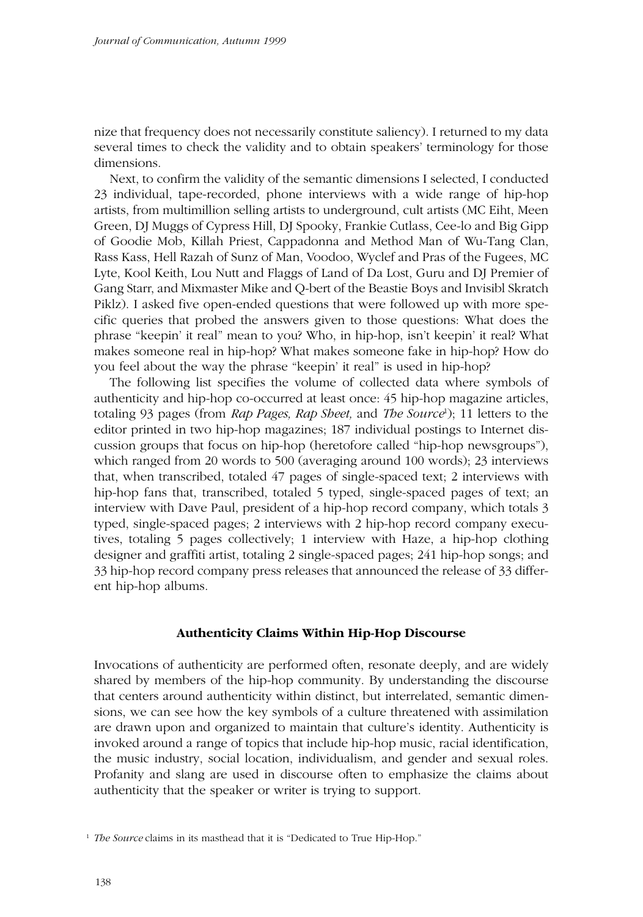nize that frequency does not necessarily constitute saliency). I returned to my data several times to check the validity and to obtain speakers' terminology for those dimensions.

Next, to confirm the validity of the semantic dimensions I selected, I conducted 23 individual, tape-recorded, phone interviews with a wide range of hip-hop artists, from multimillion selling artists to underground, cult artists (MC Eiht, Meen Green, DJ Muggs of Cypress Hill, DJ Spooky, Frankie Cutlass, Cee-lo and Big Gipp of Goodie Mob, Killah Priest, Cappadonna and Method Man of Wu-Tang Clan, Rass Kass, Hell Razah of Sunz of Man, Voodoo, Wyclef and Pras of the Fugees, MC Lyte, Kool Keith, Lou Nutt and Flaggs of Land of Da Lost, Guru and DJ Premier of Gang Starr, and Mixmaster Mike and Q-bert of the Beastie Boys and Invisibl Skratch Piklz). I asked five open-ended questions that were followed up with more specific queries that probed the answers given to those questions: What does the phrase "keepin' it real" mean to you? Who, in hip-hop, isn't keepin' it real? What makes someone real in hip-hop? What makes someone fake in hip-hop? How do you feel about the way the phrase "keepin' it real" is used in hip-hop?

The following list specifies the volume of collected data where symbols of authenticity and hip-hop co-occurred at least once: 45 hip-hop magazine articles, totaling 93 pages (from *Rap Pages, Rap Sheet,* and *The Source*[1]); 11 letters to the editor printed in two hip-hop magazines; 187 individual postings to Internet discussion groups that focus on hip-hop (heretofore called "hip-hop newsgroups"), which ranged from 20 words to 500 (averaging around 100 words); 23 interviews that, when transcribed, totaled 47 pages of single-spaced text; 2 interviews with hip-hop fans that, transcribed, totaled 5 typed, single-spaced pages of text; an interview with Dave Paul, president of a hip-hop record company, which totals 3 typed, single-spaced pages; 2 interviews with 2 hip-hop record company executives, totaling 5 pages collectively; 1 interview with Haze, a hip-hop clothing designer and graffiti artist, totaling 2 single-spaced pages; 241 hip-hop songs; and 33 hip-hop record company press releases that announced the release of 33 different hip-hop albums.

## Authenticity Claims Within Hip-Hop Discourse

Invocations of authenticity are performed often, resonate deeply, and are widely shared by members of the hip-hop community. By understanding the discourse that centers around authenticity within distinct, but interrelated, semantic dimensions, we can see how the key symbols of a culture threatened with assimilation are drawn upon and organized to maintain that culture's identity. Authenticity is invoked around a range of topics that include hip-hop music, racial identification, the music industry, social location, individualism, and gender and sexual roles. Profanity and slang are used in discourse often to emphasize the claims about authenticity that the speaker or writer is trying to support.

[1] *The Source* claims in its masthead that it is "Dedicated to True Hip-Hop."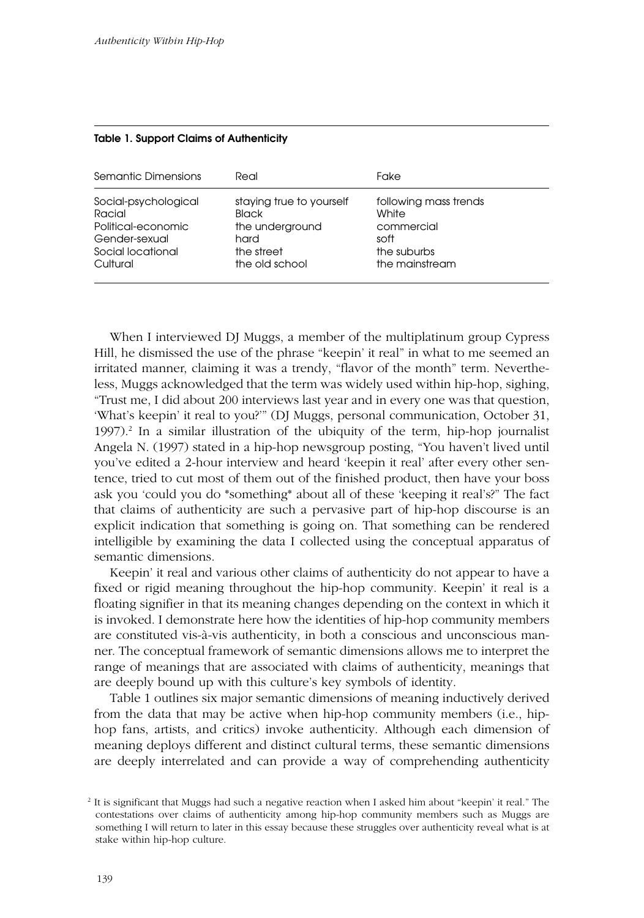**Table 1. Support Claims of Authenticity**

| Semantic Dimensions | Real | Fake |
|---|---|---|
| Social-psychological | staying true to yourself | following mass trends |
| Racial | Black | White |
| Political-economic | the underground | commercial |
| Gender-sexual | hard | soft |
| Social locational | the street | the suburbs |
| Cultural | the old school | the mainstream |

When I interviewed DJ Muggs, a member of the multiplatinum group Cypress Hill, he dismissed the use of the phrase "keepin' it real" in what to me seemed an irritated manner, claiming it was a trendy, "flavor of the month" term. Nevertheless, Muggs acknowledged that the term was widely used within hip-hop, sighing, "Trust me, I did about 200 interviews last year and in every one was that question, 'What's keepin' it real to you?'" (DJ Muggs, personal communication, October 31, 1997).[2] In a similar illustration of the ubiquity of the term, hip-hop journalist Angela N. (1997) stated in a hip-hop newsgroup posting, "You haven't lived until you've edited a 2-hour interview and heard 'keepin it real' after every other sentence, tried to cut most of them out of the finished product, then have your boss ask you 'could you do *something* about all of these 'keeping it real's?" The fact that claims of authenticity are such a pervasive part of hip-hop discourse is an explicit indication that something is going on. That something can be rendered intelligible by examining the data I collected using the conceptual apparatus of semantic dimensions.

Keepin' it real and various other claims of authenticity do not appear to have a fixed or rigid meaning throughout the hip-hop community. Keepin' it real is a floating signifier in that its meaning changes depending on the context in which it is invoked. I demonstrate here how the identities of hip-hop community members are constituted vis-à-vis authenticity, in both a conscious and unconscious manner. The conceptual framework of semantic dimensions allows me to interpret the range of meanings that are associated with claims of authenticity, meanings that are deeply bound up with this culture's key symbols of identity.

Table 1 outlines six major semantic dimensions of meaning inductively derived from the data that may be active when hip-hop community members (i.e., hip-hop fans, artists, and critics) invoke authenticity. Although each dimension of meaning deploys different and distinct cultural terms, these semantic dimensions are deeply interrelated and can provide a way of comprehending authenticity

[2] It is significant that Muggs had such a negative reaction when I asked him about "keepin' it real." The contestations over claims of authenticity among hip-hop community members such as Muggs are something I will return to later in this essay because these struggles over authenticity reveal what is at stake within hip-hop culture.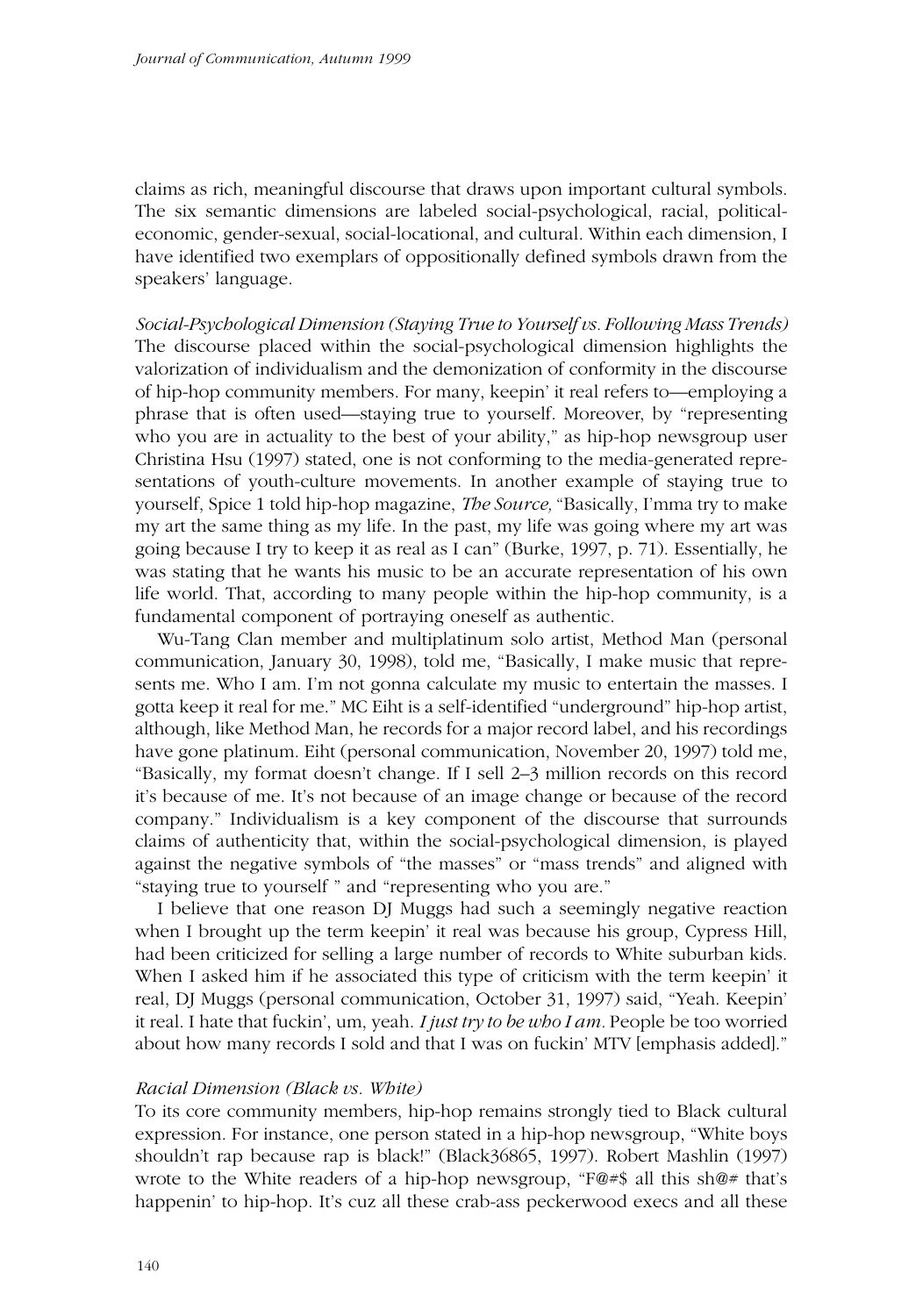claims as rich, meaningful discourse that draws upon important cultural symbols. The six semantic dimensions are labeled social-psychological, racial, political-economic, gender-sexual, social-locational, and cultural. Within each dimension, I have identified two exemplars of oppositionally defined symbols drawn from the speakers' language.

*Social-Psychological Dimension (Staying True to Yourself vs. Following Mass Trends)*
The discourse placed within the social-psychological dimension highlights the valorization of individualism and the demonization of conformity in the discourse of hip-hop community members. For many, keepin' it real refers to—employing a phrase that is often used—staying true to yourself. Moreover, by "representing who you are in actuality to the best of your ability," as hip-hop newsgroup user Christina Hsu (1997) stated, one is not conforming to the media-generated representations of youth-culture movements. In another example of staying true to yourself, Spice 1 told hip-hop magazine, *The Source,* "Basically, I'mma try to make my art the same thing as my life. In the past, my life was going where my art was going because I try to keep it as real as I can" (Burke, 1997, p. 71). Essentially, he was stating that he wants his music to be an accurate representation of his own life world. That, according to many people within the hip-hop community, is a fundamental component of portraying oneself as authentic.

Wu-Tang Clan member and multiplatinum solo artist, Method Man (personal communication, January 30, 1998), told me, "Basically, I make music that represents me. Who I am. I'm not gonna calculate my music to entertain the masses. I gotta keep it real for me." MC Eiht is a self-identified "underground" hip-hop artist, although, like Method Man, he records for a major record label, and his recordings have gone platinum. Eiht (personal communication, November 20, 1997) told me, "Basically, my format doesn't change. If I sell 2–3 million records on this record it's because of me. It's not because of an image change or because of the record company." Individualism is a key component of the discourse that surrounds claims of authenticity that, within the social-psychological dimension, is played against the negative symbols of "the masses" or "mass trends" and aligned with "staying true to yourself " and "representing who you are."

I believe that one reason DJ Muggs had such a seemingly negative reaction when I brought up the term keepin' it real was because his group, Cypress Hill, had been criticized for selling a large number of records to White suburban kids. When I asked him if he associated this type of criticism with the term keepin' it real, DJ Muggs (personal communication, October 31, 1997) said, "Yeah. Keepin' it real. I hate that fuckin', um, yeah. *I just try to be who I am.* People be too worried about how many records I sold and that I was on fuckin' MTV [emphasis added]."

*Racial Dimension (Black vs. White)*
To its core community members, hip-hop remains strongly tied to Black cultural expression. For instance, one person stated in a hip-hop newsgroup, "White boys shouldn't rap because rap is black!" (Black36865, 1997). Robert Mashlin (1997) wrote to the White readers of a hip-hop newsgroup, "F@#$ all this sh@# that's happenin' to hip-hop. It's cuz all these crab-ass peckerwood execs and all these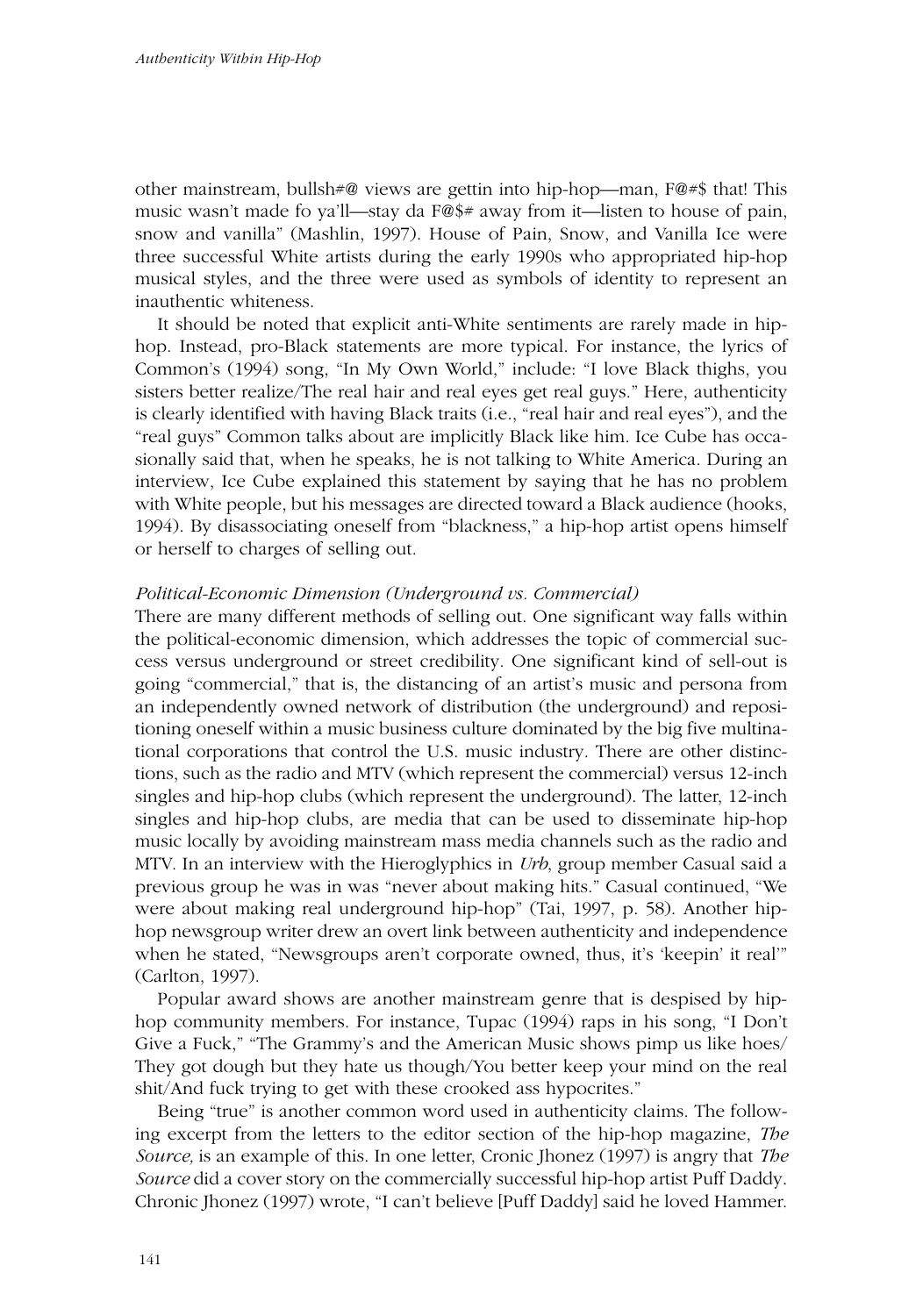other mainstream, bullsh#@ views are gettin into hip-hop—man, F@#$ that! This music wasn't made fo ya'll—stay da F@$# away from it—listen to house of pain, snow and vanilla" (Mashlin, 1997). House of Pain, Snow, and Vanilla Ice were three successful White artists during the early 1990s who appropriated hip-hop musical styles, and the three were used as symbols of identity to represent an inauthentic whiteness.

It should be noted that explicit anti-White sentiments are rarely made in hip-hop. Instead, pro-Black statements are more typical. For instance, the lyrics of Common's (1994) song, "In My Own World," include: "I love Black thighs, you sisters better realize/The real hair and real eyes get real guys." Here, authenticity is clearly identified with having Black traits (i.e., "real hair and real eyes"), and the "real guys" Common talks about are implicitly Black like him. Ice Cube has occasionally said that, when he speaks, he is not talking to White America. During an interview, Ice Cube explained this statement by saying that he has no problem with White people, but his messages are directed toward a Black audience (hooks, 1994). By disassociating oneself from "blackness," a hip-hop artist opens himself or herself to charges of selling out.

*Political-Economic Dimension (Underground vs. Commercial)*

There are many different methods of selling out. One significant way falls within the political-economic dimension, which addresses the topic of commercial success versus underground or street credibility. One significant kind of sell-out is going "commercial," that is, the distancing of an artist's music and persona from an independently owned network of distribution (the underground) and repositioning oneself within a music business culture dominated by the big five multinational corporations that control the U.S. music industry. There are other distinctions, such as the radio and MTV (which represent the commercial) versus 12-inch singles and hip-hop clubs (which represent the underground). The latter, 12-inch singles and hip-hop clubs, are media that can be used to disseminate hip-hop music locally by avoiding mainstream mass media channels such as the radio and MTV. In an interview with the Hieroglyphics in *Urb*, group member Casual said a previous group he was in was "never about making hits." Casual continued, "We were about making real underground hip-hop" (Tai, 1997, p. 58). Another hip-hop newsgroup writer drew an overt link between authenticity and independence when he stated, "Newsgroups aren't corporate owned, thus, it's 'keepin' it real'" (Carlton, 1997).

Popular award shows are another mainstream genre that is despised by hip-hop community members. For instance, Tupac (1994) raps in his song, "I Don't Give a Fuck," "The Grammy's and the American Music shows pimp us like hoes/ They got dough but they hate us though/You better keep your mind on the real shit/And fuck trying to get with these crooked ass hypocrites."

Being "true" is another common word used in authenticity claims. The following excerpt from the letters to the editor section of the hip-hop magazine, *The Source,* is an example of this. In one letter, Cronic Jhonez (1997) is angry that *The Source* did a cover story on the commercially successful hip-hop artist Puff Daddy. Chronic Jhonez (1997) wrote, "I can't believe [Puff Daddy] said he loved Hammer.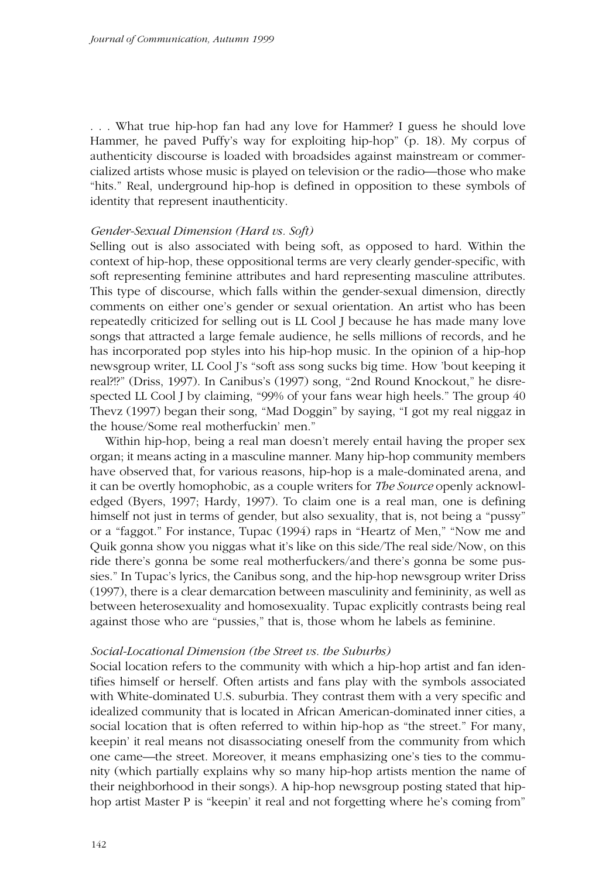. . . What true hip-hop fan had any love for Hammer? I guess he should love Hammer, he paved Puffy's way for exploiting hip-hop" (p. 18). My corpus of authenticity discourse is loaded with broadsides against mainstream or commercialized artists whose music is played on television or the radio—those who make "hits." Real, underground hip-hop is defined in opposition to these symbols of identity that represent inauthenticity.

*Gender-Sexual Dimension (Hard vs. Soft)*

Selling out is also associated with being soft, as opposed to hard. Within the context of hip-hop, these oppositional terms are very clearly gender-specific, with soft representing feminine attributes and hard representing masculine attributes. This type of discourse, which falls within the gender-sexual dimension, directly comments on either one's gender or sexual orientation. An artist who has been repeatedly criticized for selling out is LL Cool J because he has made many love songs that attracted a large female audience, he sells millions of records, and he has incorporated pop styles into his hip-hop music. In the opinion of a hip-hop newsgroup writer, LL Cool J's "soft ass song sucks big time. How 'bout keeping it real?!?" (Driss, 1997). In Canibus's (1997) song, "2nd Round Knockout," he disrespected LL Cool J by claiming, "99% of your fans wear high heels." The group 40 Thevz (1997) began their song, "Mad Doggin" by saying, "I got my real niggaz in the house/Some real motherfuckin' men."

Within hip-hop, being a real man doesn't merely entail having the proper sex organ; it means acting in a masculine manner. Many hip-hop community members have observed that, for various reasons, hip-hop is a male-dominated arena, and it can be overtly homophobic, as a couple writers for *The Source* openly acknowledged (Byers, 1997; Hardy, 1997). To claim one is a real man, one is defining himself not just in terms of gender, but also sexuality, that is, not being a "pussy" or a "faggot." For instance, Tupac (1994) raps in "Heartz of Men," "Now me and Quik gonna show you niggas what it's like on this side/The real side/Now, on this ride there's gonna be some real motherfuckers/and there's gonna be some pussies." In Tupac's lyrics, the Canibus song, and the hip-hop newsgroup writer Driss (1997), there is a clear demarcation between masculinity and femininity, as well as between heterosexuality and homosexuality. Tupac explicitly contrasts being real against those who are "pussies," that is, those whom he labels as feminine.

*Social-Locational Dimension (the Street vs. the Suburbs)*

Social location refers to the community with which a hip-hop artist and fan identifies himself or herself. Often artists and fans play with the symbols associated with White-dominated U.S. suburbia. They contrast them with a very specific and idealized community that is located in African American-dominated inner cities, a social location that is often referred to within hip-hop as "the street." For many, keepin' it real means not disassociating oneself from the community from which one came—the street. Moreover, it means emphasizing one's ties to the community (which partially explains why so many hip-hop artists mention the name of their neighborhood in their songs). A hip-hop newsgroup posting stated that hip-hop artist Master P is "keepin' it real and not forgetting where he's coming from"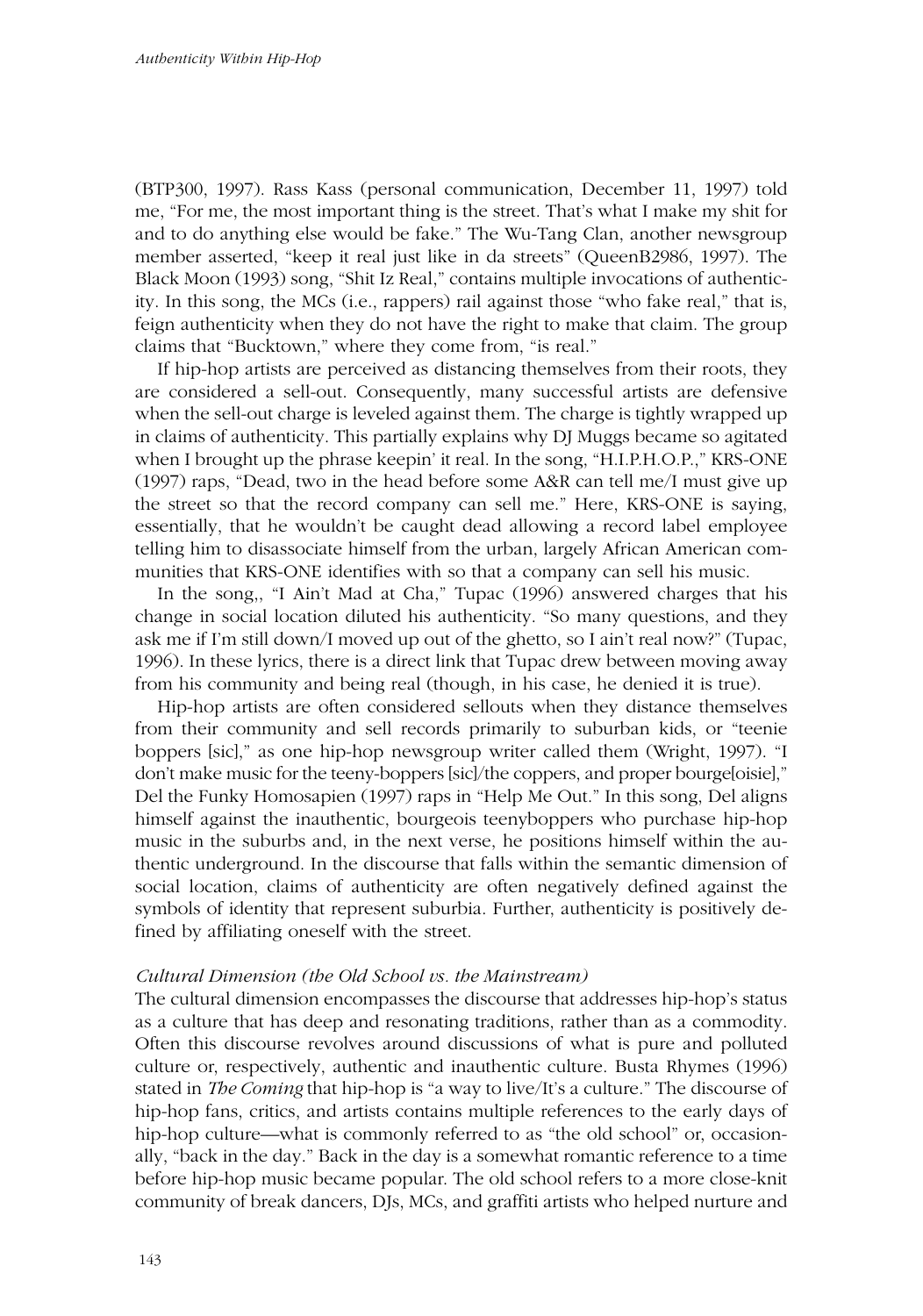(BTP300, 1997). Rass Kass (personal communication, December 11, 1997) told me, "For me, the most important thing is the street. That's what I make my shit for and to do anything else would be fake." The Wu-Tang Clan, another newsgroup member asserted, "keep it real just like in da streets" (QueenB2986, 1997). The Black Moon (1993) song, "Shit Iz Real," contains multiple invocations of authenticity. In this song, the MCs (i.e., rappers) rail against those "who fake real," that is, feign authenticity when they do not have the right to make that claim. The group claims that "Bucktown," where they come from, "is real."

If hip-hop artists are perceived as distancing themselves from their roots, they are considered a sell-out. Consequently, many successful artists are defensive when the sell-out charge is leveled against them. The charge is tightly wrapped up in claims of authenticity. This partially explains why DJ Muggs became so agitated when I brought up the phrase keepin' it real. In the song, "H.I.P.H.O.P.," KRS-ONE (1997) raps, "Dead, two in the head before some A&R can tell me/I must give up the street so that the record company can sell me." Here, KRS-ONE is saying, essentially, that he wouldn't be caught dead allowing a record label employee telling him to disassociate himself from the urban, largely African American communities that KRS-ONE identifies with so that a company can sell his music.

In the song,, "I Ain't Mad at Cha," Tupac (1996) answered charges that his change in social location diluted his authenticity. "So many questions, and they ask me if I'm still down/I moved up out of the ghetto, so I ain't real now?" (Tupac, 1996). In these lyrics, there is a direct link that Tupac drew between moving away from his community and being real (though, in his case, he denied it is true).

Hip-hop artists are often considered sellouts when they distance themselves from their community and sell records primarily to suburban kids, or "teenie boppers [sic]," as one hip-hop newsgroup writer called them (Wright, 1997). "I don't make music for the teeny-boppers [sic]/the coppers, and proper bourge[oisie]," Del the Funky Homosapien (1997) raps in "Help Me Out." In this song, Del aligns himself against the inauthentic, bourgeois teenyboppers who purchase hip-hop music in the suburbs and, in the next verse, he positions himself within the authentic underground. In the discourse that falls within the semantic dimension of social location, claims of authenticity are often negatively defined against the symbols of identity that represent suburbia. Further, authenticity is positively defined by affiliating oneself with the street.

*Cultural Dimension (the Old School vs. the Mainstream)*

The cultural dimension encompasses the discourse that addresses hip-hop's status as a culture that has deep and resonating traditions, rather than as a commodity. Often this discourse revolves around discussions of what is pure and polluted culture or, respectively, authentic and inauthentic culture. Busta Rhymes (1996) stated in *The Coming* that hip-hop is "a way to live/It's a culture." The discourse of hip-hop fans, critics, and artists contains multiple references to the early days of hip-hop culture—what is commonly referred to as "the old school" or, occasionally, "back in the day." Back in the day is a somewhat romantic reference to a time before hip-hop music became popular. The old school refers to a more close-knit community of break dancers, DJs, MCs, and graffiti artists who helped nurture and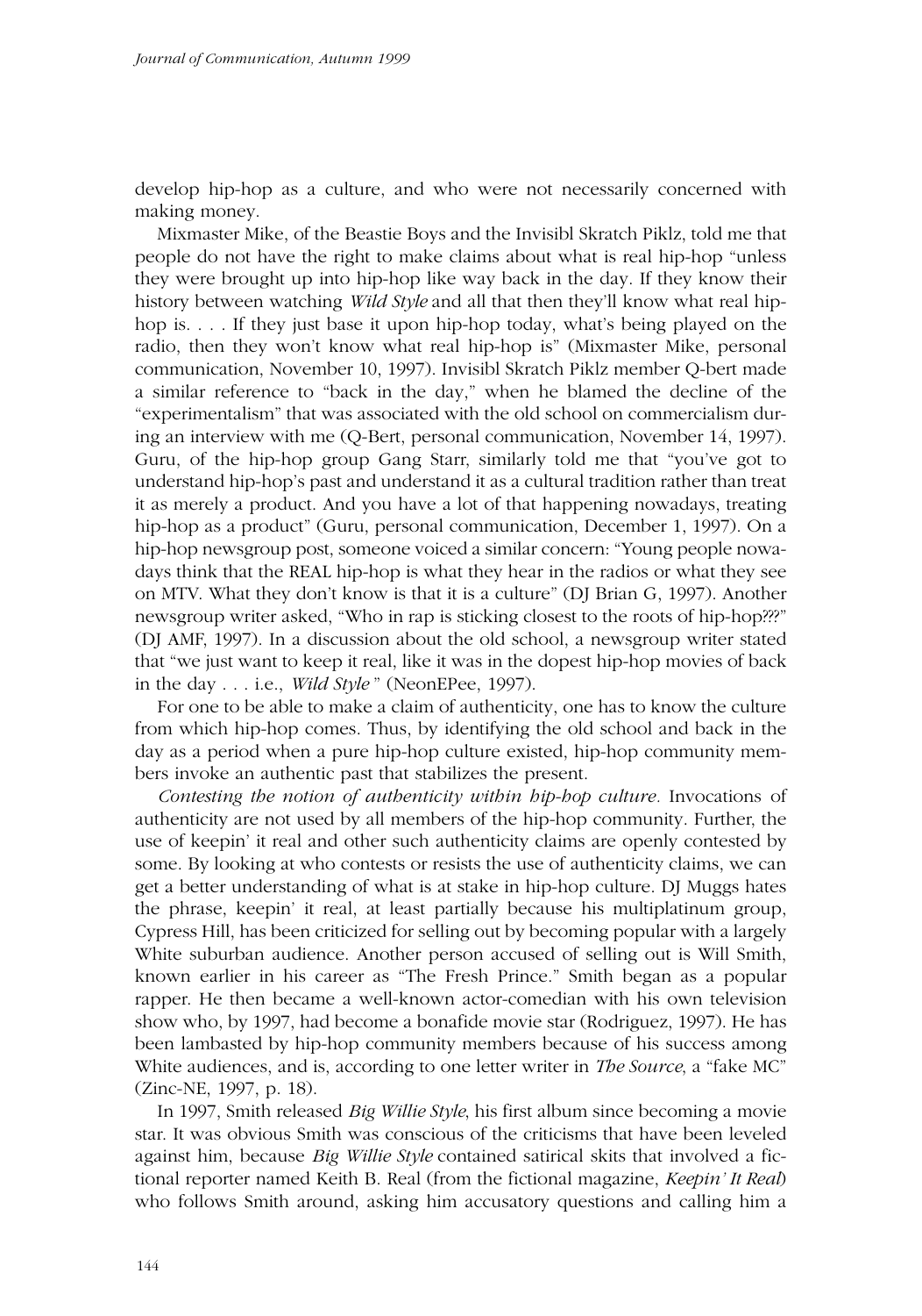develop hip-hop as a culture, and who were not necessarily concerned with making money.

Mixmaster Mike, of the Beastie Boys and the Invisibl Skratch Piklz, told me that people do not have the right to make claims about what is real hip-hop "unless they were brought up into hip-hop like way back in the day. If they know their history between watching *Wild Style* and all that then they'll know what real hip-hop is. . . . If they just base it upon hip-hop today, what's being played on the radio, then they won't know what real hip-hop is" (Mixmaster Mike, personal communication, November 10, 1997). Invisibl Skratch Piklz member Q-bert made a similar reference to "back in the day," when he blamed the decline of the "experimentalism" that was associated with the old school on commercialism during an interview with me (Q-Bert, personal communication, November 14, 1997). Guru, of the hip-hop group Gang Starr, similarly told me that "you've got to understand hip-hop's past and understand it as a cultural tradition rather than treat it as merely a product. And you have a lot of that happening nowadays, treating hip-hop as a product" (Guru, personal communication, December 1, 1997). On a hip-hop newsgroup post, someone voiced a similar concern: "Young people nowadays think that the REAL hip-hop is what they hear in the radios or what they see on MTV. What they don't know is that it is a culture" (DJ Brian G, 1997). Another newsgroup writer asked, "Who in rap is sticking closest to the roots of hip-hop???" (DJ AMF, 1997). In a discussion about the old school, a newsgroup writer stated that "we just want to keep it real, like it was in the dopest hip-hop movies of back in the day . . . i.e., *Wild Style* " (NeonEPee, 1997).

For one to be able to make a claim of authenticity, one has to know the culture from which hip-hop comes. Thus, by identifying the old school and back in the day as a period when a pure hip-hop culture existed, hip-hop community members invoke an authentic past that stabilizes the present.

*Contesting the notion of authenticity within hip-hop culture.* Invocations of authenticity are not used by all members of the hip-hop community. Further, the use of keepin' it real and other such authenticity claims are openly contested by some. By looking at who contests or resists the use of authenticity claims, we can get a better understanding of what is at stake in hip-hop culture. DJ Muggs hates the phrase, keepin' it real, at least partially because his multiplatinum group, Cypress Hill, has been criticized for selling out by becoming popular with a largely White suburban audience. Another person accused of selling out is Will Smith, known earlier in his career as "The Fresh Prince." Smith began as a popular rapper. He then became a well-known actor-comedian with his own television show who, by 1997, had become a bonafide movie star (Rodriguez, 1997). He has been lambasted by hip-hop community members because of his success among White audiences, and is, according to one letter writer in *The Source*, a "fake MC" (Zinc-NE, 1997, p. 18).

In 1997, Smith released *Big Willie Style*, his first album since becoming a movie star. It was obvious Smith was conscious of the criticisms that have been leveled against him, because *Big Willie Style* contained satirical skits that involved a fictional reporter named Keith B. Real (from the fictional magazine, *Keepin' It Real*) who follows Smith around, asking him accusatory questions and calling him a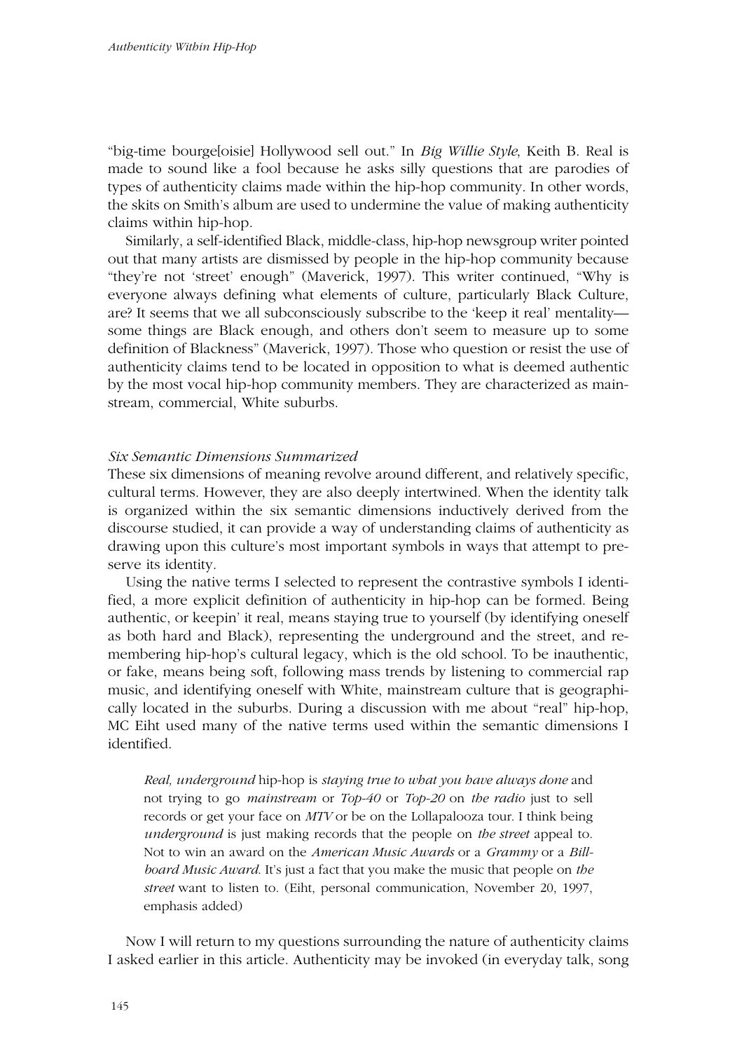"big-time bourge[oisie] Hollywood sell out." In *Big Willie Style*, Keith B. Real is made to sound like a fool because he asks silly questions that are parodies of types of authenticity claims made within the hip-hop community. In other words, the skits on Smith's album are used to undermine the value of making authenticity claims within hip-hop.

Similarly, a self-identified Black, middle-class, hip-hop newsgroup writer pointed out that many artists are dismissed by people in the hip-hop community because "they're not 'street' enough" (Maverick, 1997). This writer continued, "Why is everyone always defining what elements of culture, particularly Black Culture, are? It seems that we all subconsciously subscribe to the 'keep it real' mentality—some things are Black enough, and others don't seem to measure up to some definition of Blackness" (Maverick, 1997). Those who question or resist the use of authenticity claims tend to be located in opposition to what is deemed authentic by the most vocal hip-hop community members. They are characterized as mainstream, commercial, White suburbs.

*Six Semantic Dimensions Summarized*

These six dimensions of meaning revolve around different, and relatively specific, cultural terms. However, they are also deeply intertwined. When the identity talk is organized within the six semantic dimensions inductively derived from the discourse studied, it can provide a way of understanding claims of authenticity as drawing upon this culture's most important symbols in ways that attempt to preserve its identity.

Using the native terms I selected to represent the contrastive symbols I identified, a more explicit definition of authenticity in hip-hop can be formed. Being authentic, or keepin' it real, means staying true to yourself (by identifying oneself as both hard and Black), representing the underground and the street, and remembering hip-hop's cultural legacy, which is the old school. To be inauthentic, or fake, means being soft, following mass trends by listening to commercial rap music, and identifying oneself with White, mainstream culture that is geographically located in the suburbs. During a discussion with me about "real" hip-hop, MC Eiht used many of the native terms used within the semantic dimensions I identified.

> *Real, underground* hip-hop is *staying true to what you have always done* and not trying to go *mainstream* or *Top-40* or *Top-20* on *the radio* just to sell records or get your face on *MTV* or be on the Lollapalooza tour. I think being *underground* is just making records that the people on *the street* appeal to. Not to win an award on the *American Music Awards* or a *Grammy* or a *Billboard Music Award*. It's just a fact that you make the music that people on *the street* want to listen to. (Eiht, personal communication, November 20, 1997, emphasis added)

Now I will return to my questions surrounding the nature of authenticity claims I asked earlier in this article. Authenticity may be invoked (in everyday talk, song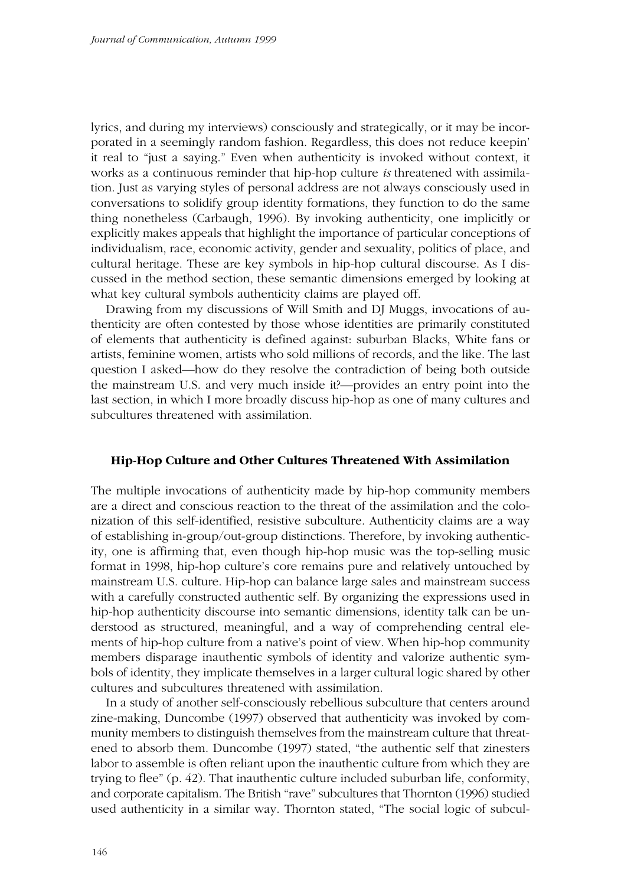lyrics, and during my interviews) consciously and strategically, or it may be incorporated in a seemingly random fashion. Regardless, this does not reduce keepin' it real to "just a saying." Even when authenticity is invoked without context, it works as a continuous reminder that hip-hop culture *is* threatened with assimilation. Just as varying styles of personal address are not always consciously used in conversations to solidify group identity formations, they function to do the same thing nonetheless (Carbaugh, 1996). By invoking authenticity, one implicitly or explicitly makes appeals that highlight the importance of particular conceptions of individualism, race, economic activity, gender and sexuality, politics of place, and cultural heritage. These are key symbols in hip-hop cultural discourse. As I discussed in the method section, these semantic dimensions emerged by looking at what key cultural symbols authenticity claims are played off.

Drawing from my discussions of Will Smith and DJ Muggs, invocations of authenticity are often contested by those whose identities are primarily constituted of elements that authenticity is defined against: suburban Blacks, White fans or artists, feminine women, artists who sold millions of records, and the like. The last question I asked—how do they resolve the contradiction of being both outside the mainstream U.S. and very much inside it?—provides an entry point into the last section, in which I more broadly discuss hip-hop as one of many cultures and subcultures threatened with assimilation.

## Hip-Hop Culture and Other Cultures Threatened With Assimilation

The multiple invocations of authenticity made by hip-hop community members are a direct and conscious reaction to the threat of the assimilation and the colonization of this self-identified, resistive subculture. Authenticity claims are a way of establishing in-group/out-group distinctions. Therefore, by invoking authenticity, one is affirming that, even though hip-hop music was the top-selling music format in 1998, hip-hop culture's core remains pure and relatively untouched by mainstream U.S. culture. Hip-hop can balance large sales and mainstream success with a carefully constructed authentic self. By organizing the expressions used in hip-hop authenticity discourse into semantic dimensions, identity talk can be understood as structured, meaningful, and a way of comprehending central elements of hip-hop culture from a native's point of view. When hip-hop community members disparage inauthentic symbols of identity and valorize authentic symbols of identity, they implicate themselves in a larger cultural logic shared by other cultures and subcultures threatened with assimilation.

In a study of another self-consciously rebellious subculture that centers around zine-making, Duncombe (1997) observed that authenticity was invoked by community members to distinguish themselves from the mainstream culture that threatened to absorb them. Duncombe (1997) stated, "the authentic self that zinesters labor to assemble is often reliant upon the inauthentic culture from which they are trying to flee" (p. 42). That inauthentic culture included suburban life, conformity, and corporate capitalism. The British "rave" subcultures that Thornton (1996) studied used authenticity in a similar way. Thornton stated, "The social logic of subcul-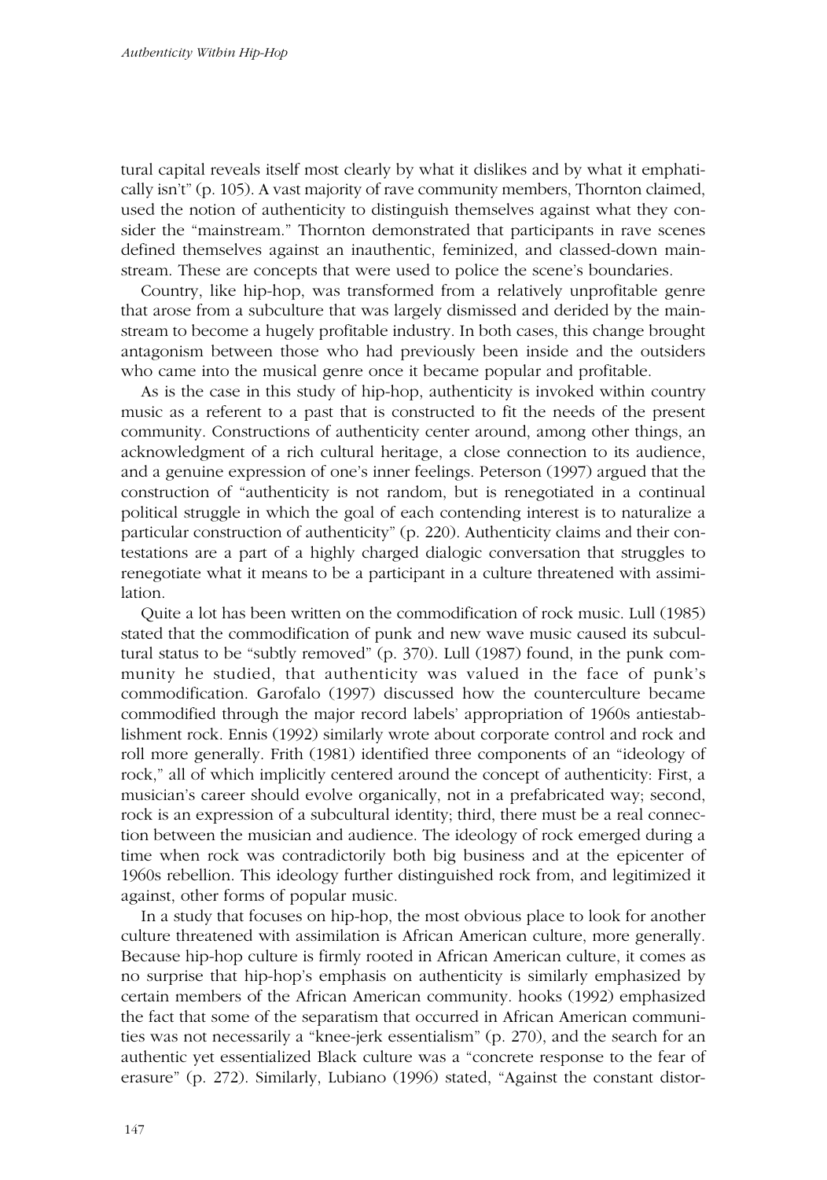tural capital reveals itself most clearly by what it dislikes and by what it emphatically isn't" (p. 105). A vast majority of rave community members, Thornton claimed, used the notion of authenticity to distinguish themselves against what they consider the "mainstream." Thornton demonstrated that participants in rave scenes defined themselves against an inauthentic, feminized, and classed-down mainstream. These are concepts that were used to police the scene's boundaries.

Country, like hip-hop, was transformed from a relatively unprofitable genre that arose from a subculture that was largely dismissed and derided by the mainstream to become a hugely profitable industry. In both cases, this change brought antagonism between those who had previously been inside and the outsiders who came into the musical genre once it became popular and profitable.

As is the case in this study of hip-hop, authenticity is invoked within country music as a referent to a past that is constructed to fit the needs of the present community. Constructions of authenticity center around, among other things, an acknowledgment of a rich cultural heritage, a close connection to its audience, and a genuine expression of one's inner feelings. Peterson (1997) argued that the construction of "authenticity is not random, but is renegotiated in a continual political struggle in which the goal of each contending interest is to naturalize a particular construction of authenticity" (p. 220). Authenticity claims and their contestations are a part of a highly charged dialogic conversation that struggles to renegotiate what it means to be a participant in a culture threatened with assimilation.

Quite a lot has been written on the commodification of rock music. Lull (1985) stated that the commodification of punk and new wave music caused its subcultural status to be "subtly removed" (p. 370). Lull (1987) found, in the punk community he studied, that authenticity was valued in the face of punk's commodification. Garofalo (1997) discussed how the counterculture became commodified through the major record labels' appropriation of 1960s antiestablishment rock. Ennis (1992) similarly wrote about corporate control and rock and roll more generally. Frith (1981) identified three components of an "ideology of rock," all of which implicitly centered around the concept of authenticity: First, a musician's career should evolve organically, not in a prefabricated way; second, rock is an expression of a subcultural identity; third, there must be a real connection between the musician and audience. The ideology of rock emerged during a time when rock was contradictorily both big business and at the epicenter of 1960s rebellion. This ideology further distinguished rock from, and legitimized it against, other forms of popular music.

In a study that focuses on hip-hop, the most obvious place to look for another culture threatened with assimilation is African American culture, more generally. Because hip-hop culture is firmly rooted in African American culture, it comes as no surprise that hip-hop's emphasis on authenticity is similarly emphasized by certain members of the African American community. hooks (1992) emphasized the fact that some of the separatism that occurred in African American communities was not necessarily a "knee-jerk essentialism" (p. 270), and the search for an authentic yet essentialized Black culture was a "concrete response to the fear of erasure" (p. 272). Similarly, Lubiano (1996) stated, "Against the constant distor-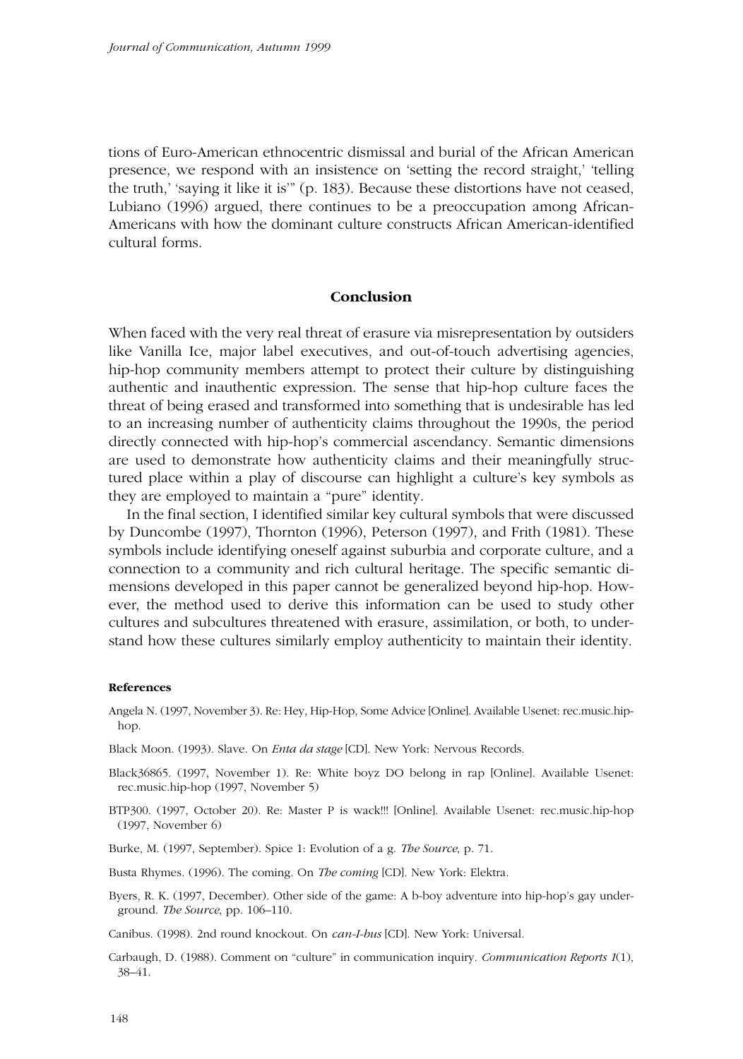tions of Euro-American ethnocentric dismissal and burial of the African American presence, we respond with an insistence on 'setting the record straight,' 'telling the truth,' 'saying it like it is'" (p. 183). Because these distortions have not ceased, Lubiano (1996) argued, there continues to be a preoccupation among African-Americans with how the dominant culture constructs African American-identified cultural forms.

## Conclusion

When faced with the very real threat of erasure via misrepresentation by outsiders like Vanilla Ice, major label executives, and out-of-touch advertising agencies, hip-hop community members attempt to protect their culture by distinguishing authentic and inauthentic expression. The sense that hip-hop culture faces the threat of being erased and transformed into something that is undesirable has led to an increasing number of authenticity claims throughout the 1990s, the period directly connected with hip-hop's commercial ascendancy. Semantic dimensions are used to demonstrate how authenticity claims and their meaningfully structured place within a play of discourse can highlight a culture's key symbols as they are employed to maintain a "pure" identity.

In the final section, I identified similar key cultural symbols that were discussed by Duncombe (1997), Thornton (1996), Peterson (1997), and Frith (1981). These symbols include identifying oneself against suburbia and corporate culture, and a connection to a community and rich cultural heritage. The specific semantic dimensions developed in this paper cannot be generalized beyond hip-hop. However, the method used to derive this information can be used to study other cultures and subcultures threatened with erasure, assimilation, or both, to understand how these cultures similarly employ authenticity to maintain their identity.

#### References

Angela N. (1997, November 3). Re: Hey, Hip-Hop, Some Advice [Online]. Available Usenet: rec.music.hip-hop.

Black Moon. (1993). Slave. On *Enta da stage* [CD]. New York: Nervous Records.

Black36865. (1997, November 1). Re: White boyz DO belong in rap [Online]. Available Usenet: rec.music.hip-hop (1997, November 5)

BTP300. (1997, October 20). Re: Master P is wack!!! [Online]. Available Usenet: rec.music.hip-hop (1997, November 6)

Burke, M. (1997, September). Spice 1: Evolution of a g. *The Source*, p. 71.

Busta Rhymes. (1996). The coming. On *The coming* [CD]. New York: Elektra.

Byers, R. K. (1997, December). Other side of the game: A b-boy adventure into hip-hop's gay underground. *The Source*, pp. 106–110.

Canibus. (1998). 2nd round knockout. On *can-I-bus* [CD]. New York: Universal.

Carbaugh, D. (1988). Comment on "culture" in communication inquiry. *Communication Reports 1*(1), 38–41.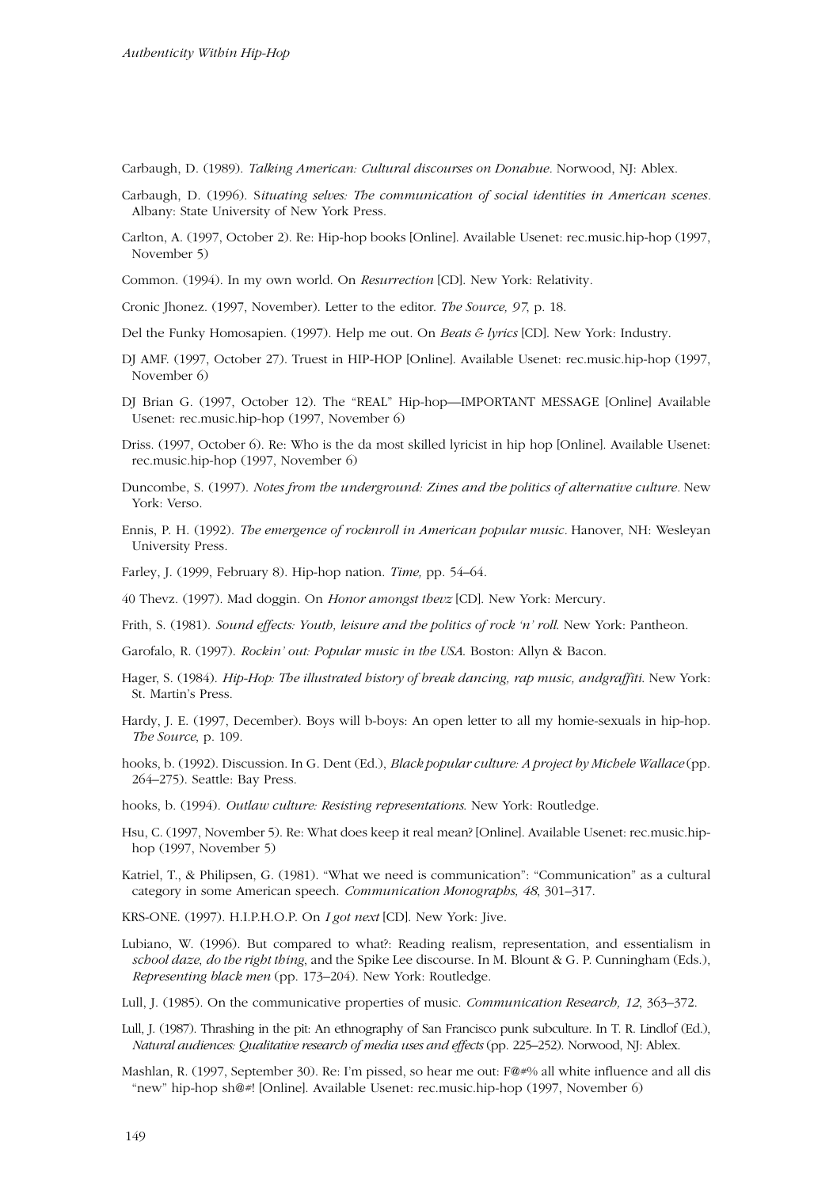Carbaugh, D. (1989). *Talking American: Cultural discourses on Donahue*. Norwood, NJ: Ablex.

Carbaugh, D. (1996). S*ituating selves: The communication of social identities in American scenes*. Albany: State University of New York Press.

Carlton, A. (1997, October 2). Re: Hip-hop books [Online]. Available Usenet: rec.music.hip-hop (1997, November 5)

Common. (1994). In my own world. On *Resurrection* [CD]. New York: Relativity.

Cronic Jhonez. (1997, November). Letter to the editor. *The Source, 97*, p. 18.

Del the Funky Homosapien. (1997). Help me out. On *Beats & lyrics* [CD]. New York: Industry.

DJ AMF. (1997, October 27). Truest in HIP-HOP [Online]. Available Usenet: rec.music.hip-hop (1997, November 6)

DJ Brian G. (1997, October 12). The "REAL" Hip-hop—IMPORTANT MESSAGE [Online] Available Usenet: rec.music.hip-hop (1997, November 6)

Driss. (1997, October 6). Re: Who is the da most skilled lyricist in hip hop [Online]. Available Usenet: rec.music.hip-hop (1997, November 6)

Duncombe, S. (1997). *Notes from the underground: Zines and the politics of alternative culture*. New York: Verso.

Ennis, P. H. (1992). *The emergence of rocknroll in American popular music*. Hanover, NH: Wesleyan University Press.

Farley, J. (1999, February 8). Hip-hop nation. *Time,* pp. 54–64.

40 Thevz. (1997). Mad doggin. On *Honor amongst thevz* [CD]. New York: Mercury.

Frith, S. (1981). *Sound effects: Youth, leisure and the politics of rock 'n' roll*. New York: Pantheon.

Garofalo, R. (1997). *Rockin' out: Popular music in the USA*. Boston: Allyn & Bacon.

Hager, S. (1984). *Hip-Hop: The illustrated history of break dancing, rap music, andgraffiti*. New York: St. Martin's Press.

Hardy, J. E. (1997, December). Boys will b-boys: An open letter to all my homie-sexuals in hip-hop. *The Source*, p. 109.

hooks, b. (1992). Discussion. In G. Dent (Ed.), *Black popular culture: A project by Michele Wallace* (pp. 264–275). Seattle: Bay Press.

hooks, b. (1994). *Outlaw culture: Resisting representations*. New York: Routledge.

Hsu, C. (1997, November 5). Re: What does keep it real mean? [Online]. Available Usenet: rec.music.hip-hop (1997, November 5)

Katriel, T., & Philipsen, G. (1981). "What we need is communication": "Communication" as a cultural category in some American speech. *Communication Monographs, 48*, 301–317.

KRS-ONE. (1997). H.I.P.H.O.P. On *I got next* [CD]. New York: Jive.

Lubiano, W. (1996). But compared to what?: Reading realism, representation, and essentialism in *school daze*, *do the right thing*, and the Spike Lee discourse. In M. Blount & G. P. Cunningham (Eds.), *Representing black men* (pp. 173–204). New York: Routledge.

Lull, J. (1985). On the communicative properties of music. *Communication Research, 12*, 363–372.

Lull, J. (1987). Thrashing in the pit: An ethnography of San Francisco punk subculture. In T. R. Lindlof (Ed.), *Natural audiences: Qualitative research of media uses and effects* (pp. 225–252). Norwood, NJ: Ablex.

Mashlan, R. (1997, September 30). Re: I'm pissed, so hear me out: F@#% all white influence and all dis "new" hip-hop sh@#! [Online]. Available Usenet: rec.music.hip-hop (1997, November 6)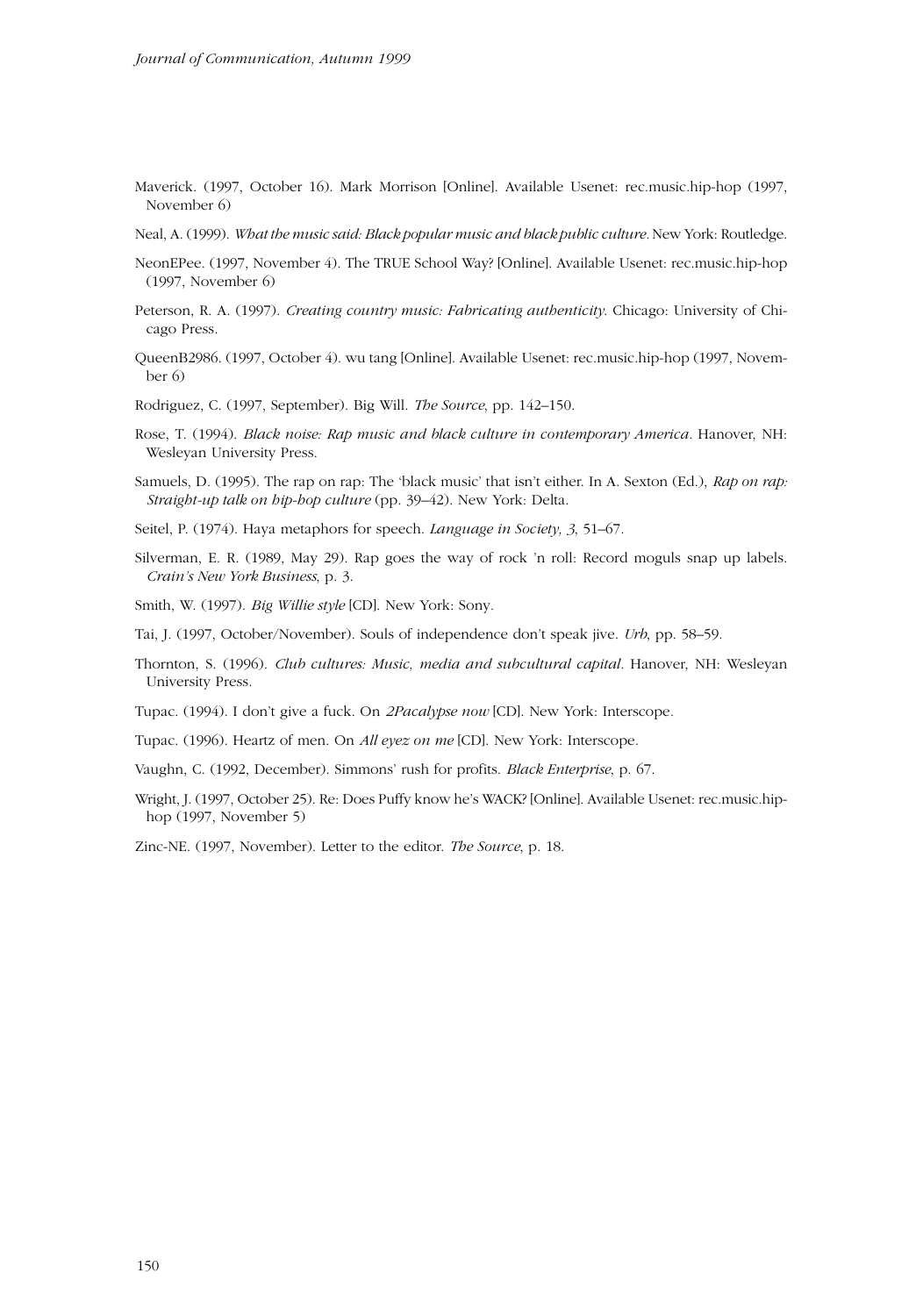Maverick. (1997, October 16). Mark Morrison [Online]. Available Usenet: rec.music.hip-hop (1997, November 6)

Neal, A. (1999). *What the music said: Black popular music and black public culture*. New York: Routledge.

NeonEPee. (1997, November 4). The TRUE School Way? [Online]. Available Usenet: rec.music.hip-hop (1997, November 6)

Peterson, R. A. (1997). *Creating country music: Fabricating authenticity*. Chicago: University of Chicago Press.

QueenB2986. (1997, October 4). wu tang [Online]. Available Usenet: rec.music.hip-hop (1997, November 6)

Rodriguez, C. (1997, September). Big Will. *The Source*, pp. 142–150.

Rose, T. (1994). *Black noise: Rap music and black culture in contemporary America*. Hanover, NH: Wesleyan University Press.

Samuels, D. (1995). The rap on rap: The 'black music' that isn't either. In A. Sexton (Ed.), *Rap on rap: Straight-up talk on hip-hop culture* (pp. 39–42). New York: Delta.

Seitel, P. (1974). Haya metaphors for speech. *Language in Society, 3*, 51–67.

Silverman, E. R. (1989, May 29). Rap goes the way of rock 'n roll: Record moguls snap up labels. *Crain's New York Business*, p. 3.

Smith, W. (1997). *Big Willie style* [CD]. New York: Sony.

Tai, J. (1997, October/November). Souls of independence don't speak jive. *Urb*, pp. 58–59.

Thornton, S. (1996). *Club cultures: Music, media and subcultural capital*. Hanover, NH: Wesleyan University Press.

Tupac. (1994). I don't give a fuck. On *2Pacalypse now* [CD]. New York: Interscope.

Tupac. (1996). Heartz of men. On *All eyez on me* [CD]. New York: Interscope.

Vaughn, C. (1992, December). Simmons' rush for profits. *Black Enterprise*, p. 67.

Wright, J. (1997, October 25). Re: Does Puffy know he's WACK? [Online]. Available Usenet: rec.music.hip-hop (1997, November 5)

Zinc-NE. (1997, November). Letter to the editor. *The Source*, p. 18.